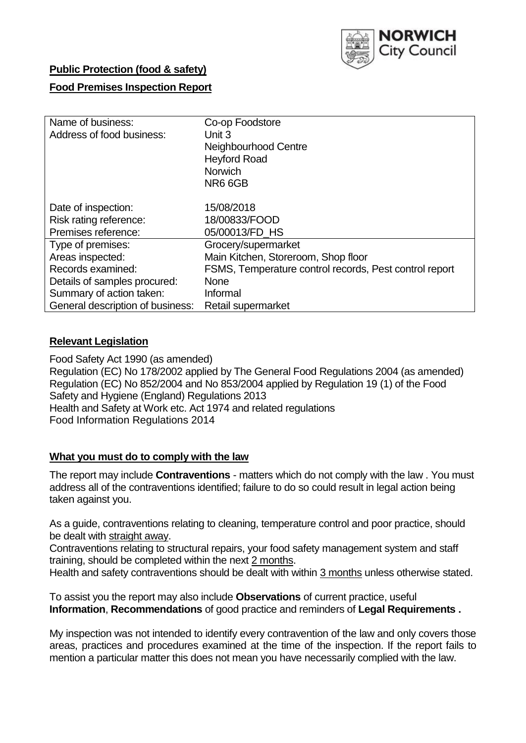NORWICH City Council

**Public Protection (food & safety)**

**Food Premises Inspection Report**

| Name of business: | Co-op Foodstore |
|---|---|
| Address of food business: | Unit 3<br>Neighbourhood Centre<br>Heyford Road<br>Norwich<br>NR6 6GB |
| Date of inspection: | 15/08/2018 |
| Risk rating reference: | 18/00833/FOOD |
| Premises reference: | 05/00013/FD_HS |
| Type of premises: | Grocery/supermarket |
| Areas inspected: | Main Kitchen, Storeroom, Shop floor |
| Records examined: | FSMS, Temperature control records, Pest control report |
| Details of samples procured: | None |
| Summary of action taken: | Informal |
| General description of business: | Retail supermarket |

## Relevant Legislation

Food Safety Act 1990 (as amended)
Regulation (EC) No 178/2002 applied by The General Food Regulations 2004 (as amended)
Regulation (EC) No 852/2004 and No 853/2004 applied by Regulation 19 (1) of the Food Safety and Hygiene (England) Regulations 2013
Health and Safety at Work etc. Act 1974 and related regulations
Food Information Regulations 2014

## What you must do to comply with the law

The report may include **Contraventions** - matters which do not comply with the law . You must address all of the contraventions identified; failure to do so could result in legal action being taken against you.

As a guide, contraventions relating to cleaning, temperature control and poor practice, should be dealt with straight away.

Contraventions relating to structural repairs, your food safety management system and staff training, should be completed within the next 2 months.

Health and safety contraventions should be dealt with within 3 months unless otherwise stated.

To assist you the report may also include **Observations** of current practice, useful **Information**, **Recommendations** of good practice and reminders of **Legal Requirements .**

My inspection was not intended to identify every contravention of the law and only covers those areas, practices and procedures examined at the time of the inspection. If the report fails to mention a particular matter this does not mean you have necessarily complied with the law.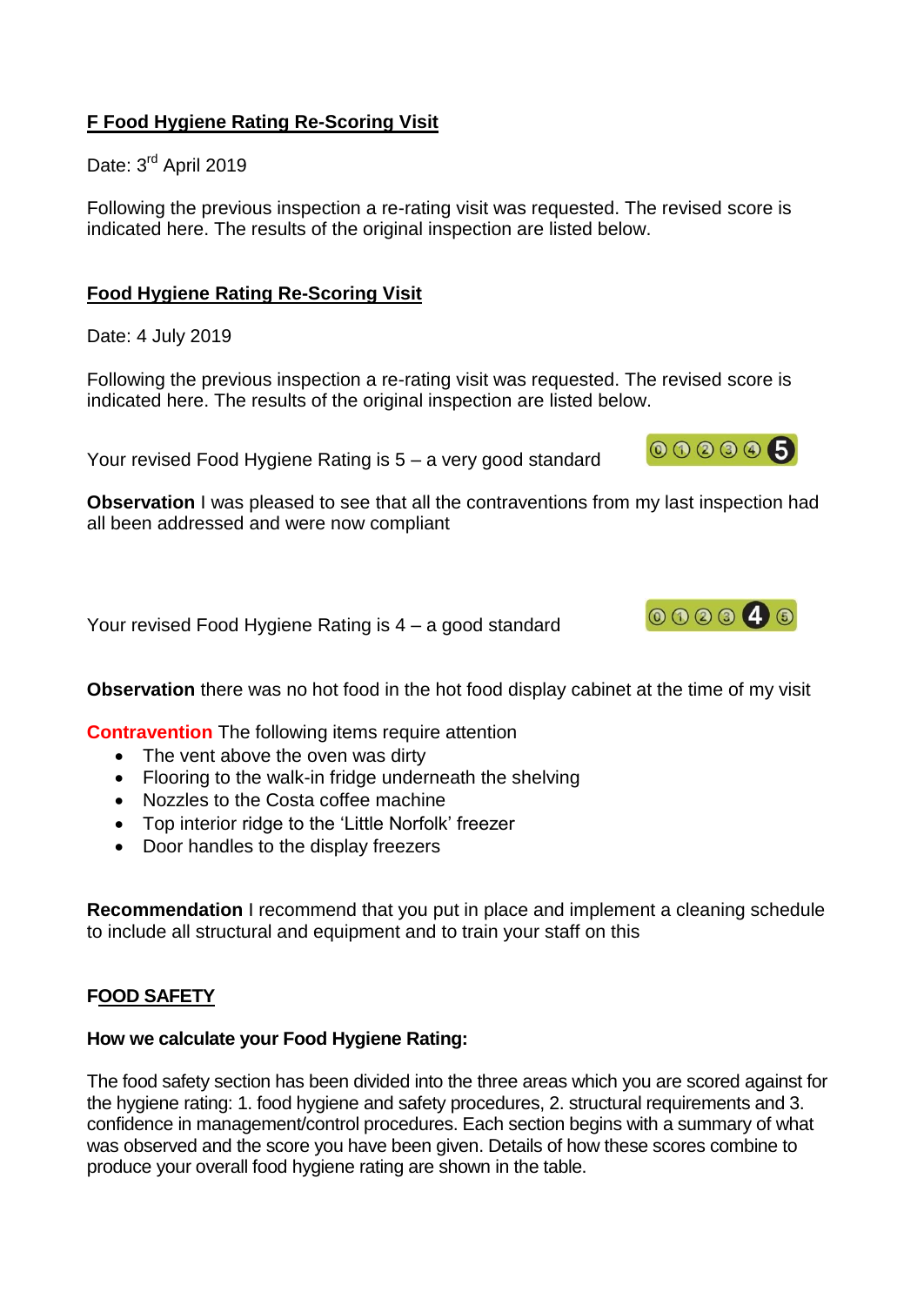## F Food Hygiene Rating Re-Scoring Visit

Date: 3rd April 2019

Following the previous inspection a re-rating visit was requested. The revised score is indicated here. The results of the original inspection are listed below.

## Food Hygiene Rating Re-Scoring Visit

Date: 4 July 2019

Following the previous inspection a re-rating visit was requested. The revised score is indicated here. The results of the original inspection are listed below.

Your revised Food Hygiene Rating is 5 – a very good standard

**Observation** I was pleased to see that all the contraventions from my last inspection had all been addressed and were now compliant

Your revised Food Hygiene Rating is 4 – a good standard

**Observation** there was no hot food in the hot food display cabinet at the time of my visit

**Contravention** The following items require attention

- The vent above the oven was dirty
- Flooring to the walk-in fridge underneath the shelving
- Nozzles to the Costa coffee machine
- Top interior ridge to the 'Little Norfolk' freezer
- Door handles to the display freezers

**Recommendation** I recommend that you put in place and implement a cleaning schedule to include all structural and equipment and to train your staff on this

## FOOD SAFETY

**How we calculate your Food Hygiene Rating:**

The food safety section has been divided into the three areas which you are scored against for the hygiene rating: 1. food hygiene and safety procedures, 2. structural requirements and 3. confidence in management/control procedures. Each section begins with a summary of what was observed and the score you have been given. Details of how these scores combine to produce your overall food hygiene rating are shown in the table.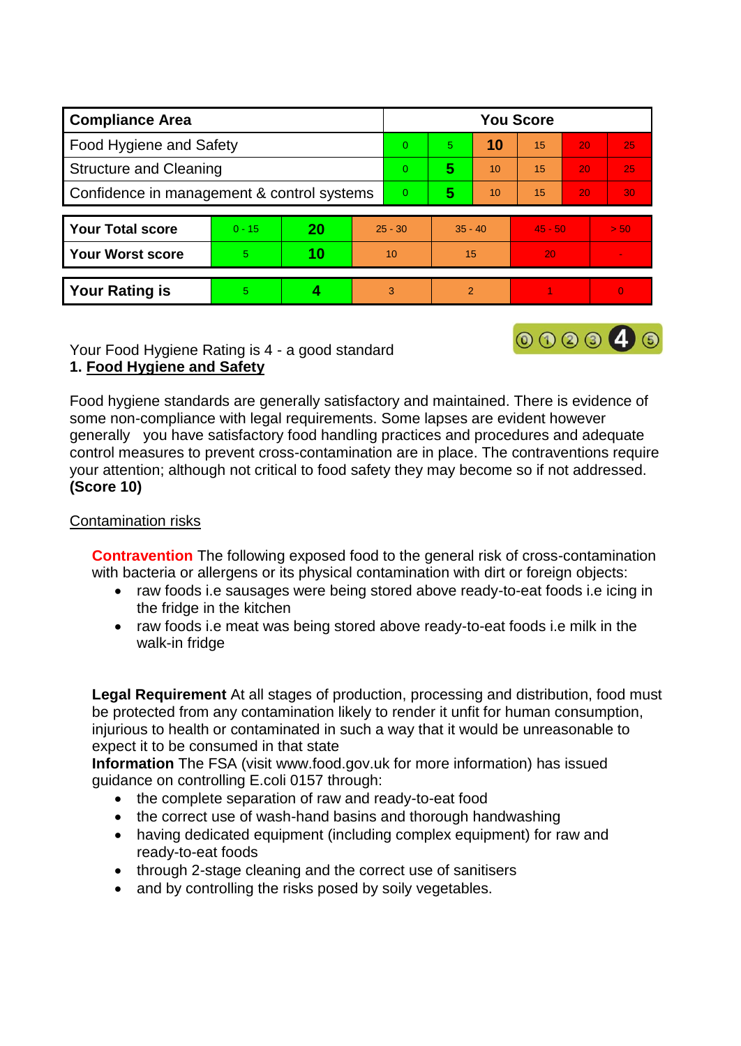| Compliance Area | You Score | | | | | |
|---|---|---|---|---|---|---|
| Food Hygiene and Safety | 0 | 5 | **10** | 15 | 20 | 25 |
| Structure and Cleaning | 0 | **5** | 10 | 15 | 20 | 25 |
| Confidence in management & control systems | 0 | **5** | 10 | 15 | 20 | 30 |

| | | | | | | |
|---|---|---|---|---|---|---|
| **Your Total score** | 0 - 15 | **20** | 25 - 30 | 35 - 40 | 45 - 50 | > 50 |
| **Your Worst score** | 5 | **10** | 10 | 15 | 20 | - |

| | | | | | | |
|---|---|---|---|---|---|---|
| **Your Rating is** | 5 | **4** | 3 | 2 | 1 | 0 |

Your Food Hygiene Rating is 4 - a good standard

## 1. Food Hygiene and Safety

Food hygiene standards are generally satisfactory and maintained. There is evidence of some non-compliance with legal requirements. Some lapses are evident however generally you have satisfactory food handling practices and procedures and adequate control measures to prevent cross-contamination are in place. The contraventions require your attention; although not critical to food safety they may become so if not addressed. **(Score 10)**

### Contamination risks

**Contravention** The following exposed food to the general risk of cross-contamination with bacteria or allergens or its physical contamination with dirt or foreign objects:

- raw foods i.e sausages were being stored above ready-to-eat foods i.e icing in the fridge in the kitchen
- raw foods i.e meat was being stored above ready-to-eat foods i.e milk in the walk-in fridge

**Legal Requirement** At all stages of production, processing and distribution, food must be protected from any contamination likely to render it unfit for human consumption, injurious to health or contaminated in such a way that it would be unreasonable to expect it to be consumed in that state

**Information** The FSA (visit www.food.gov.uk for more information) has issued guidance on controlling E.coli 0157 through:

- the complete separation of raw and ready-to-eat food
- the correct use of wash-hand basins and thorough handwashing
- having dedicated equipment (including complex equipment) for raw and ready-to-eat foods
- through 2-stage cleaning and the correct use of sanitisers
- and by controlling the risks posed by soily vegetables.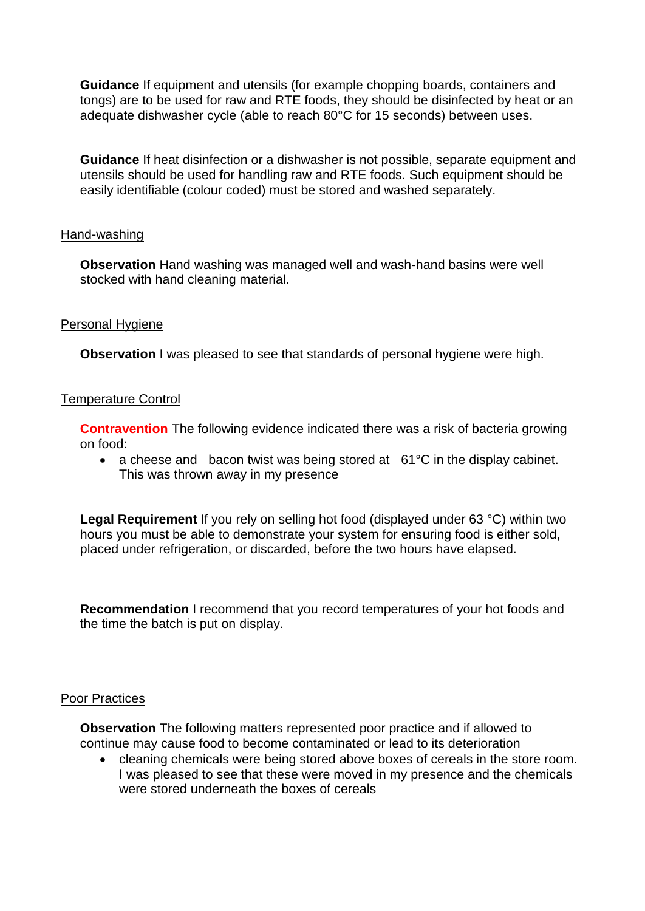**Guidance** If equipment and utensils (for example chopping boards, containers and tongs) are to be used for raw and RTE foods, they should be disinfected by heat or an adequate dishwasher cycle (able to reach 80°C for 15 seconds) between uses.

**Guidance** If heat disinfection or a dishwasher is not possible, separate equipment and utensils should be used for handling raw and RTE foods. Such equipment should be easily identifiable (colour coded) must be stored and washed separately.

Hand-washing

**Observation** Hand washing was managed well and wash-hand basins were well stocked with hand cleaning material.

Personal Hygiene

**Observation** I was pleased to see that standards of personal hygiene were high.

Temperature Control

**Contravention** The following evidence indicated there was a risk of bacteria growing on food:

- a cheese and bacon twist was being stored at 61°C in the display cabinet. This was thrown away in my presence

**Legal Requirement** If you rely on selling hot food (displayed under 63 °C) within two hours you must be able to demonstrate your system for ensuring food is either sold, placed under refrigeration, or discarded, before the two hours have elapsed.

**Recommendation** I recommend that you record temperatures of your hot foods and the time the batch is put on display.

Poor Practices

**Observation** The following matters represented poor practice and if allowed to continue may cause food to become contaminated or lead to its deterioration

- cleaning chemicals were being stored above boxes of cereals in the store room. I was pleased to see that these were moved in my presence and the chemicals were stored underneath the boxes of cereals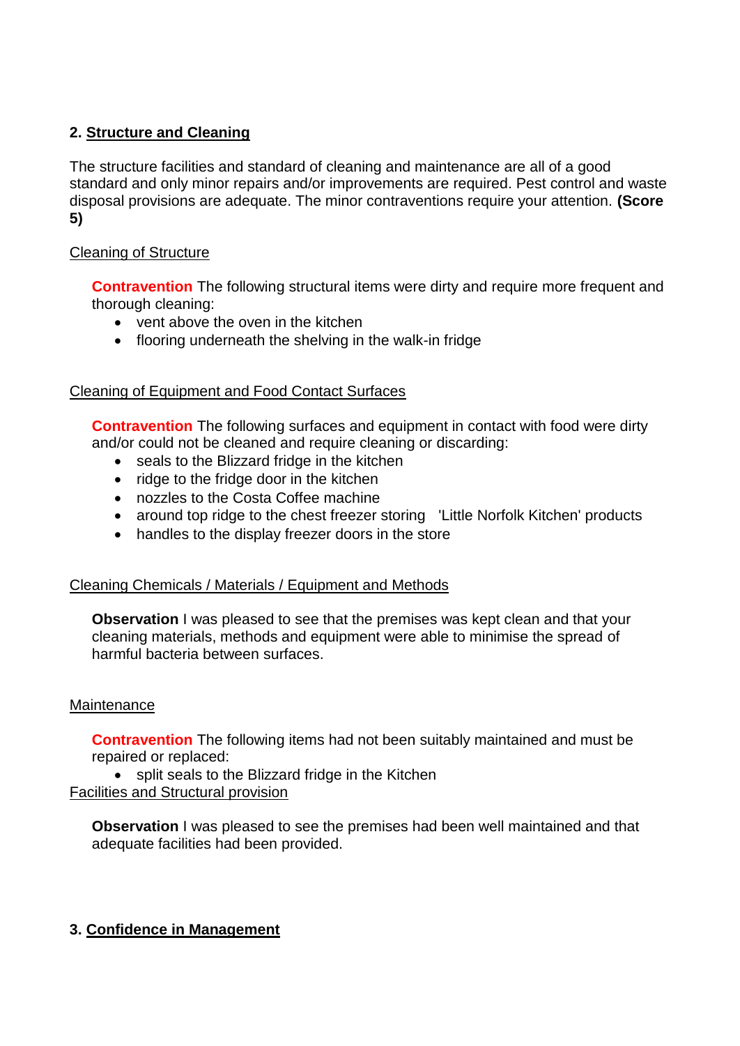## 2. Structure and Cleaning

The structure facilities and standard of cleaning and maintenance are all of a good standard and only minor repairs and/or improvements are required. Pest control and waste disposal provisions are adequate. The minor contraventions require your attention. **(Score 5)**

### Cleaning of Structure

**Contravention** The following structural items were dirty and require more frequent and thorough cleaning:

- vent above the oven in the kitchen
- flooring underneath the shelving in the walk-in fridge

### Cleaning of Equipment and Food Contact Surfaces

**Contravention** The following surfaces and equipment in contact with food were dirty and/or could not be cleaned and require cleaning or discarding:

- seals to the Blizzard fridge in the kitchen
- ridge to the fridge door in the kitchen
- nozzles to the Costa Coffee machine
- around top ridge to the chest freezer storing 'Little Norfolk Kitchen' products
- handles to the display freezer doors in the store

### Cleaning Chemicals / Materials / Equipment and Methods

**Observation** I was pleased to see that the premises was kept clean and that your cleaning materials, methods and equipment were able to minimise the spread of harmful bacteria between surfaces.

### Maintenance

**Contravention** The following items had not been suitably maintained and must be repaired or replaced:

- split seals to the Blizzard fridge in the Kitchen

### Facilities and Structural provision

**Observation** I was pleased to see the premises had been well maintained and that adequate facilities had been provided.

## 3. Confidence in Management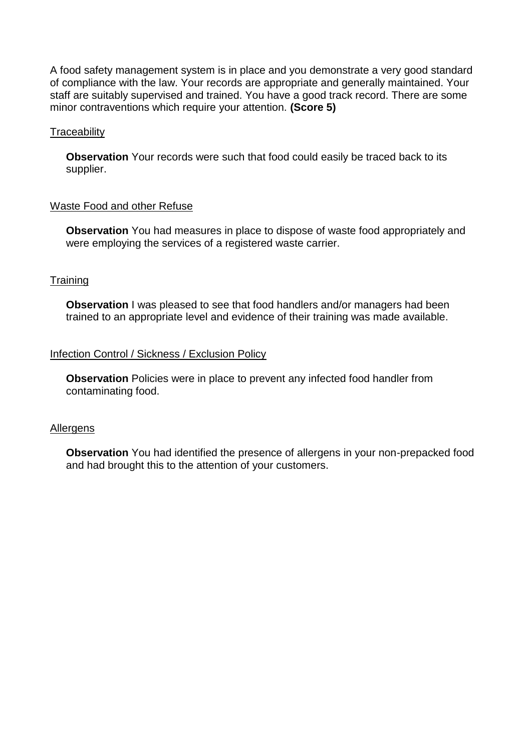A food safety management system is in place and you demonstrate a very good standard of compliance with the law. Your records are appropriate and generally maintained. Your staff are suitably supervised and trained. You have a good track record. There are some minor contraventions which require your attention. **(Score 5)**

Traceability

**Observation** Your records were such that food could easily be traced back to its supplier.

Waste Food and other Refuse

**Observation** You had measures in place to dispose of waste food appropriately and were employing the services of a registered waste carrier.

Training

**Observation** I was pleased to see that food handlers and/or managers had been trained to an appropriate level and evidence of their training was made available.

Infection Control / Sickness / Exclusion Policy

**Observation** Policies were in place to prevent any infected food handler from contaminating food.

Allergens

**Observation** You had identified the presence of allergens in your non-prepacked food and had brought this to the attention of your customers.